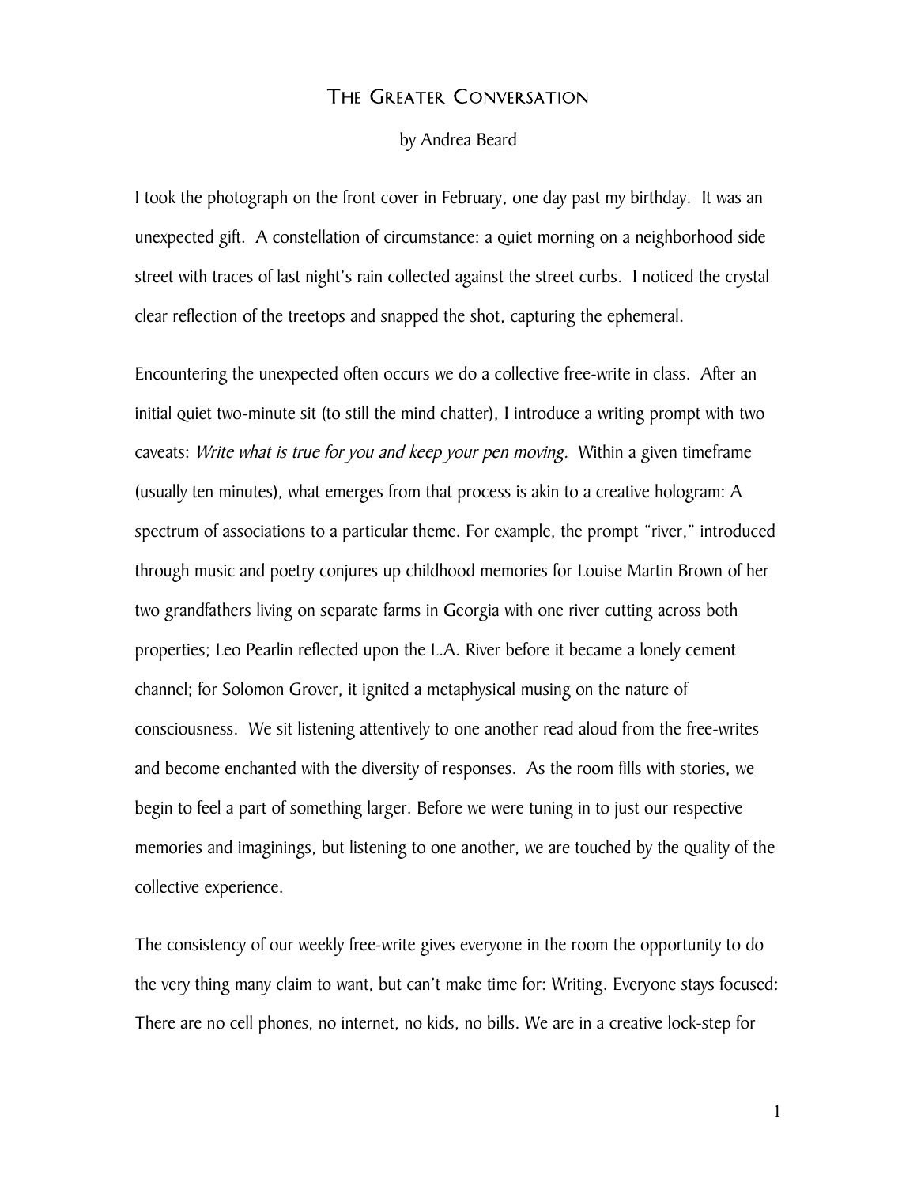# The Greater Conversation

by Andrea Beard

I took the photograph on the front cover in February, one day past my birthday. It was an unexpected gift. A constellation of circumstance: a quiet morning on a neighborhood side street with traces of last night's rain collected against the street curbs. I noticed the crystal clear reflection of the treetops and snapped the shot, capturing the ephemeral.

Encountering the unexpected often occurs we do a collective free-write in class. After an initial quiet two-minute sit (to still the mind chatter), I introduce a writing prompt with two caveats: *Write what is true for you and keep your pen moving.* Within a given timeframe (usually ten minutes), what emerges from that process is akin to a creative hologram: A spectrum of associations to a particular theme. For example, the prompt "river," introduced through music and poetry conjures up childhood memories for Louise Martin Brown of her two grandfathers living on separate farms in Georgia with one river cutting across both properties; Leo Pearlin reflected upon the L.A. River before it became a lonely cement channel; for Solomon Grover, it ignited a metaphysical musing on the nature of consciousness. We sit listening attentively to one another read aloud from the free-writes and become enchanted with the diversity of responses. As the room fills with stories, we begin to feel a part of something larger. Before we were tuning in to just our respective memories and imaginings, but listening to one another, we are touched by the quality of the collective experience.

The consistency of our weekly free-write gives everyone in the room the opportunity to do the very thing many claim to want, but can't make time for: Writing. Everyone stays focused: There are no cell phones, no internet, no kids, no bills. We are in a creative lock-step for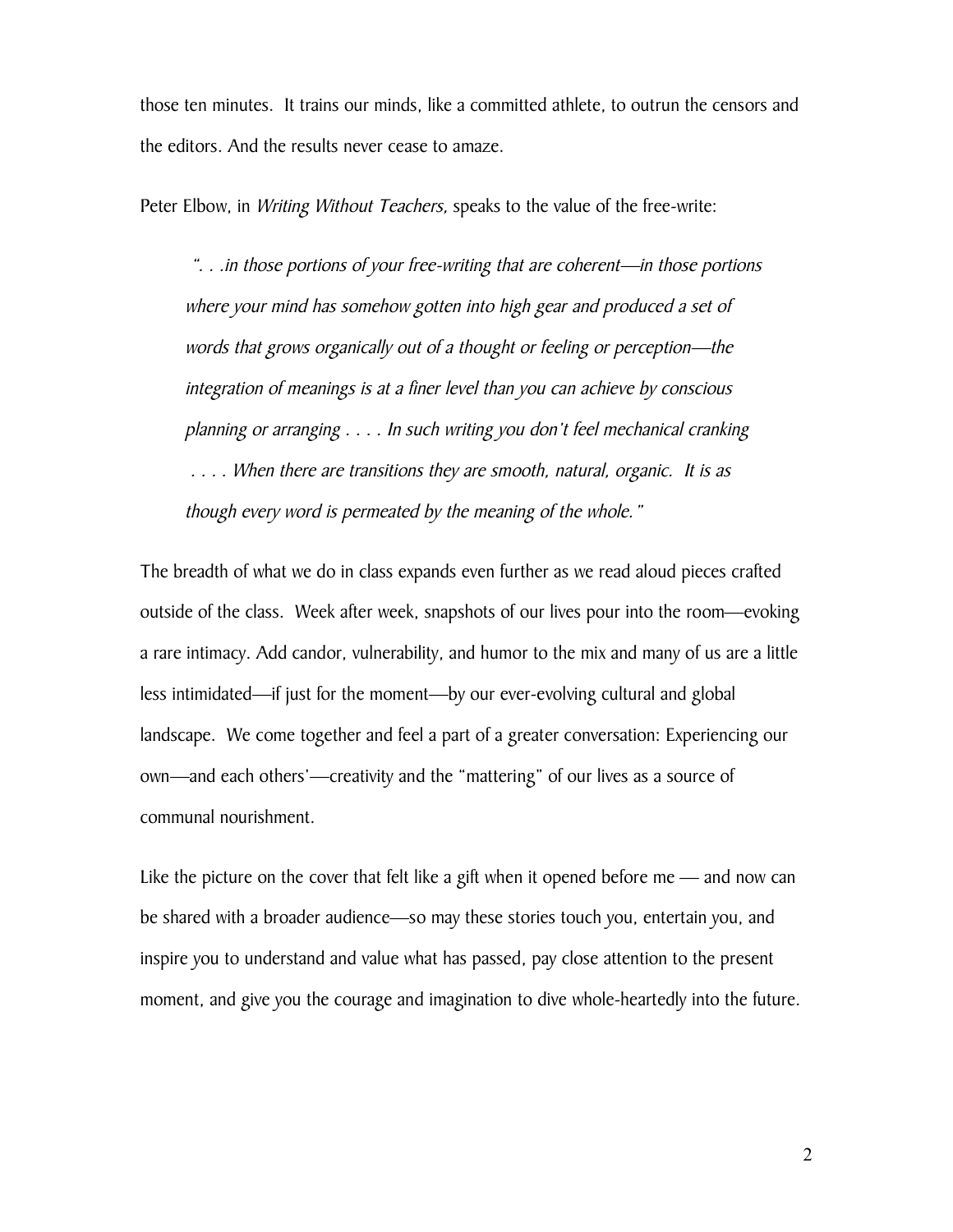those ten minutes. It trains our minds, like a committed athlete, to outrun the censors and the editors. And the results never cease to amaze.

Peter Elbow, in *Writing Without Teachers,* speaks to the value of the free-write:

> *". . .in those portions of your free-writing that are coherent—in those portions where your mind has somehow gotten into high gear and produced a set of words that grows organically out of a thought or feeling or perception—the integration of meanings is at a finer level than you can achieve by conscious planning or arranging . . . . In such writing you don't feel mechanical cranking . . . . When there are transitions they are smooth, natural, organic. It is as though every word is permeated by the meaning of the whole."*

The breadth of what we do in class expands even further as we read aloud pieces crafted outside of the class. Week after week, snapshots of our lives pour into the room—evoking a rare intimacy. Add candor, vulnerability, and humor to the mix and many of us are a little less intimidated—if just for the moment—by our ever-evolving cultural and global landscape. We come together and feel a part of a greater conversation: Experiencing our own—and each others'—creativity and the "mattering" of our lives as a source of communal nourishment.

Like the picture on the cover that felt like a gift when it opened before me — and now can be shared with a broader audience—so may these stories touch you, entertain you, and inspire you to understand and value what has passed, pay close attention to the present moment, and give you the courage and imagination to dive whole-heartedly into the future.